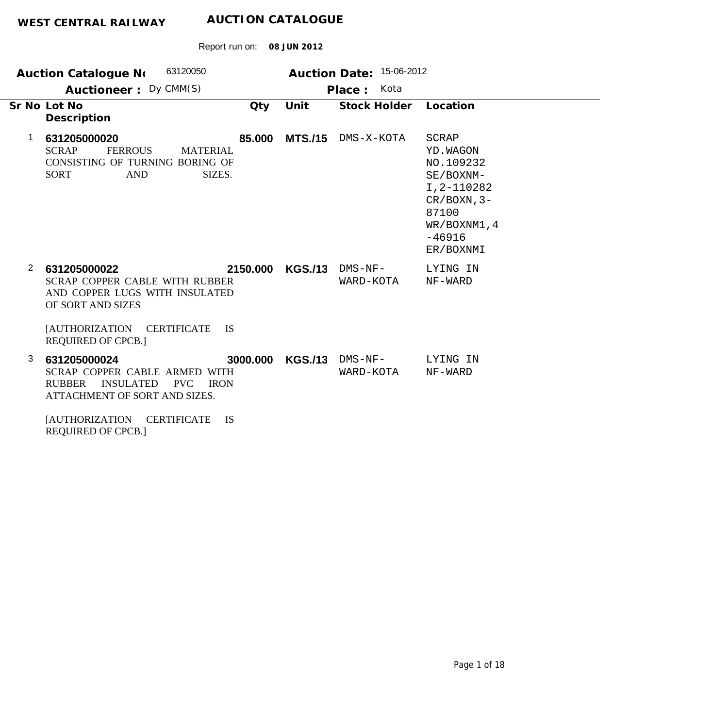**WEST CENTRAL RAILWAY** **AUCTION CATALOGUE**

Report run on: **08 JUN 2012**

**Auction Catalogue No** 63120050 **Auction Date:** 15-06-2012

**Auctioneer :** Dy CMM(S) **Place :** Kota

| Sr No | Lot No / Description | Qty | Unit | Stock Holder | Location |
|---|---|---|---|---|---|
| 1 | **631205000020**<br>SCRAP FERROUS MATERIAL CONSISTING OF TURNING BORING OF SORT AND SIZES. | **85.000** | **MTS./15** | DMS-X-KOTA | SCRAP YD.WAGON NO.109232 SE/BOXNM-I,2-110282 CR/BOXN,3-87100 WR/BOXNM1,4-46916 ER/BOXNMI |
| 2 | **631205000022**<br>SCRAP COPPER CABLE WITH RUBBER AND COPPER LUGS WITH INSULATED OF SORT AND SIZES<br><br>[AUTHORIZATION CERTIFICATE IS REQUIRED OF CPCB.] | **2150.000** | **KGS./13** | DMS-NF-WARD-KOTA | LYING IN NF-WARD |
| 3 | **631205000024**<br>SCRAP COPPER CABLE ARMED WITH RUBBER INSULATED PVC IRON ATTACHMENT OF SORT AND SIZES.<br><br>[AUTHORIZATION CERTIFICATE IS REQUIRED OF CPCB.] | **3000.000** | **KGS./13** | DMS-NF-WARD-KOTA | LYING IN NF-WARD |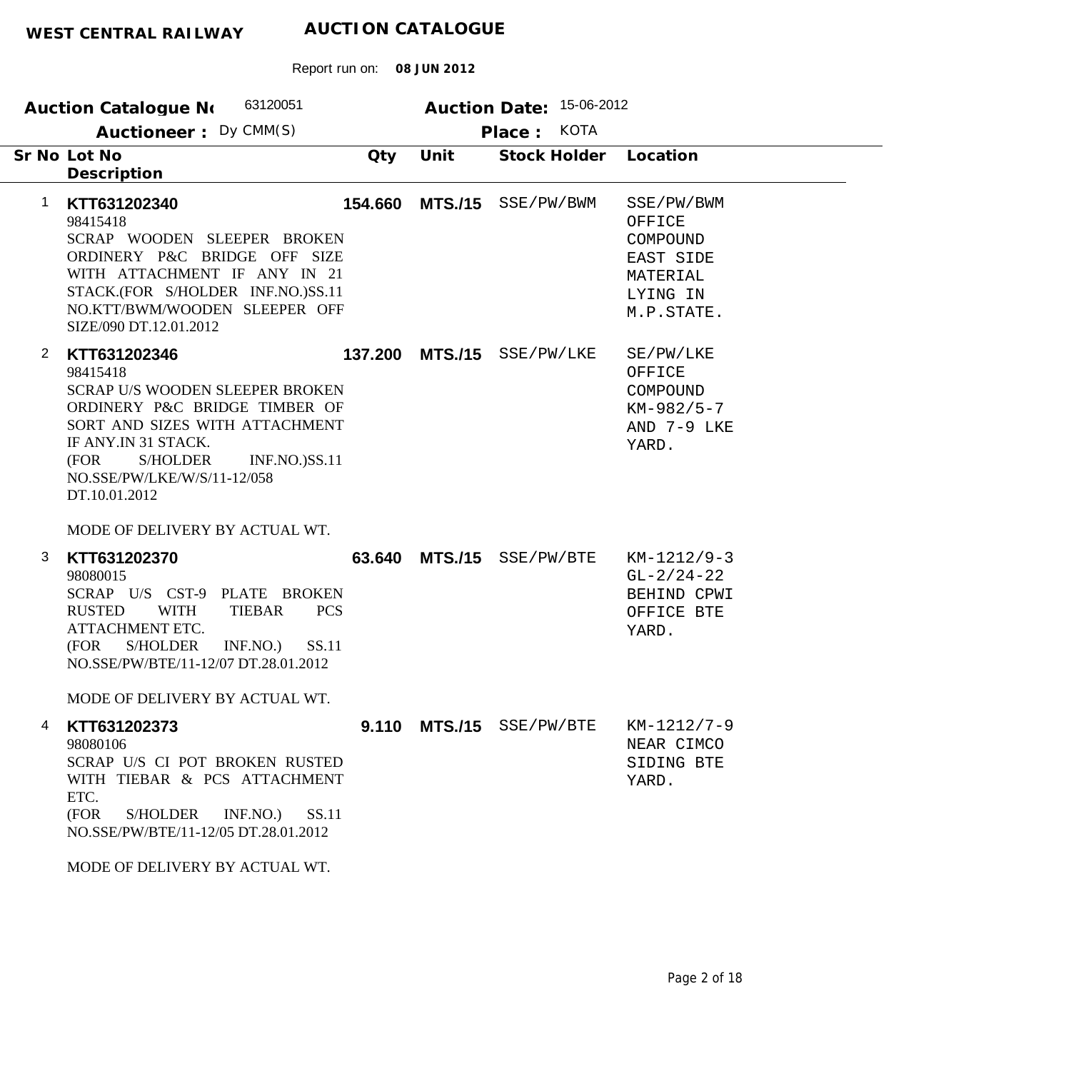**WEST CENTRAL RAILWAY** **AUCTION CATALOGUE**

Report run on: **08 JUN 2012**

**Auction Catalogue No** 63120051 **Auction Date:** 15-06-2012

**Auctioneer :** Dy CMM(S) **Place :** KOTA

| Sr No | Lot No / Description | Qty | Unit | Stock Holder | Location |
|---|---|---|---|---|---|
| 1 | **KTT631202340**<br>98415418<br>SCRAP WOODEN SLEEPER BROKEN ORDINERY P&C BRIDGE OFF SIZE WITH ATTACHMENT IF ANY IN 21 STACK.(FOR S/HOLDER INF.NO.)SS.11 NO.KTT/BWM/WOODEN SLEEPER OFF SIZE/090 DT.12.01.2012 | **154.660** | **MTS./15** | SSE/PW/BWM | SSE/PW/BWM OFFICE COMPOUND EAST SIDE MATERIAL LYING IN M.P.STATE. |
| 2 | **KTT631202346**<br>98415418<br>SCRAP U/S WOODEN SLEEPER BROKEN ORDINERY P&C BRIDGE TIMBER OF SORT AND SIZES WITH ATTACHMENT IF ANY.IN 31 STACK.<br>(FOR S/HOLDER INF.NO.)SS.11 NO.SSE/PW/LKE/W/S/11-12/058 DT.10.01.2012<br><br>MODE OF DELIVERY BY ACTUAL WT. | **137.200** | **MTS./15** | SSE/PW/LKE | SE/PW/LKE OFFICE COMPOUND KM-982/5-7 AND 7-9 LKE YARD. |
| 3 | **KTT631202370**<br>98080015<br>SCRAP U/S CST-9 PLATE BROKEN RUSTED WITH TIEBAR PCS ATTACHMENT ETC.<br>(FOR S/HOLDER INF.NO.) SS.11 NO.SSE/PW/BTE/11-12/07 DT.28.01.2012<br><br>MODE OF DELIVERY BY ACTUAL WT. | **63.640** | **MTS./15** | SSE/PW/BTE | KM-1212/9-3 GL-2/24-22 BEHIND CPWI OFFICE BTE YARD. |
| 4 | **KTT631202373**<br>98080106<br>SCRAP U/S CI POT BROKEN RUSTED WITH TIEBAR & PCS ATTACHMENT ETC.<br>(FOR S/HOLDER INF.NO.) SS.11 NO.SSE/PW/BTE/11-12/05 DT.28.01.2012<br><br>MODE OF DELIVERY BY ACTUAL WT. | **9.110** | **MTS./15** | SSE/PW/BTE | KM-1212/7-9 NEAR CIMCO SIDING BTE YARD. |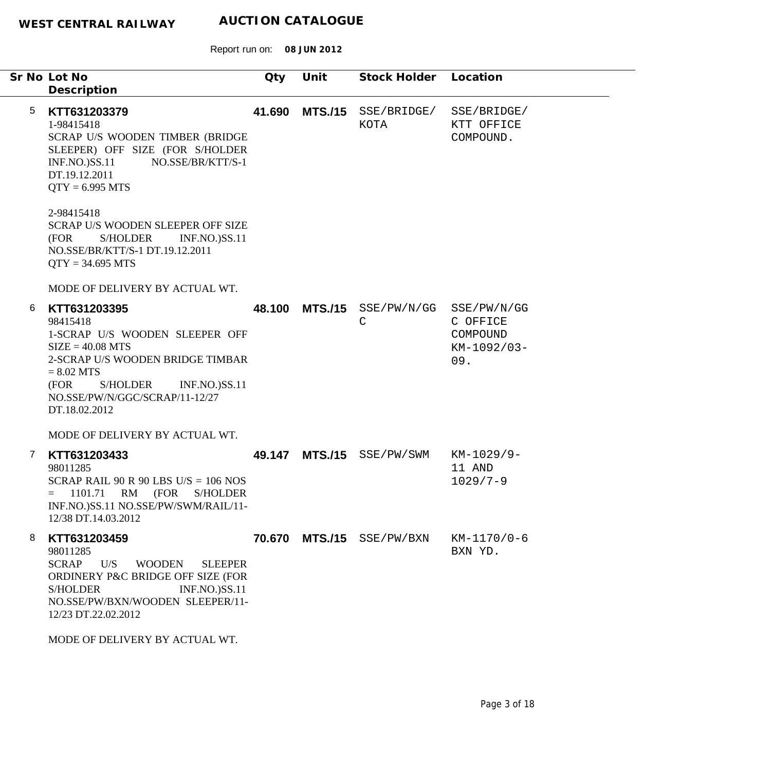**WEST CENTRAL RAILWAY** **AUCTION CATALOGUE**

Report run on: **08 JUN 2012**

| Sr No | Lot No / Description | Qty | Unit | Stock Holder | Location |
|---|---|---|---|---|---|
| 5 | **KTT631203379**<br>1-98415418<br>SCRAP U/S WOODEN TIMBER (BRIDGE SLEEPER) OFF SIZE (FOR S/HOLDER INF.NO.)SS.11 NO.SSE/BR/KTT/S-1 DT.19.12.2011<br>QTY = 6.995 MTS<br><br>2-98415418<br>SCRAP U/S WOODEN SLEEPER OFF SIZE (FOR S/HOLDER INF.NO.)SS.11 NO.SSE/BR/KTT/S-1 DT.19.12.2011<br>QTY = 34.695 MTS<br><br>MODE OF DELIVERY BY ACTUAL WT. | **41.690** | **MTS./15** | SSE/BRIDGE/ KOTA | SSE/BRIDGE/ KTT OFFICE COMPOUND. |
| 6 | **KTT631203395**<br>98415418<br>1-SCRAP U/S WOODEN SLEEPER OFF SIZE = 40.08 MTS<br>2-SCRAP U/S WOODEN BRIDGE TIMBAR = 8.02 MTS<br>(FOR S/HOLDER INF.NO.)SS.11 NO.SSE/PW/N/GGC/SCRAP/11-12/27 DT.18.02.2012<br><br>MODE OF DELIVERY BY ACTUAL WT. | **48.100** | **MTS./15** | SSE/PW/N/GGC | SSE/PW/N/GGC OFFICE COMPOUND KM-1092/03-09. |
| 7 | **KTT631203433**<br>98011285<br>SCRAP RAIL 90 R 90 LBS U/S = 106 NOS = 1101.71 RM (FOR S/HOLDER INF.NO.)SS.11 NO.SSE/PW/SWM/RAIL/11-12/38 DT.14.03.2012 | **49.147** | **MTS./15** | SSE/PW/SWM | KM-1029/9-11 AND 1029/7-9 |
| 8 | **KTT631203459**<br>98011285<br>SCRAP U/S WOODEN SLEEPER ORDINERY P&C BRIDGE OFF SIZE (FOR S/HOLDER INF.NO.)SS.11 NO.SSE/PW/BXN/WOODEN SLEEPER/11-12/23 DT.22.02.2012<br><br>MODE OF DELIVERY BY ACTUAL WT. | **70.670** | **MTS./15** | SSE/PW/BXN | KM-1170/0-6 BXN YD. |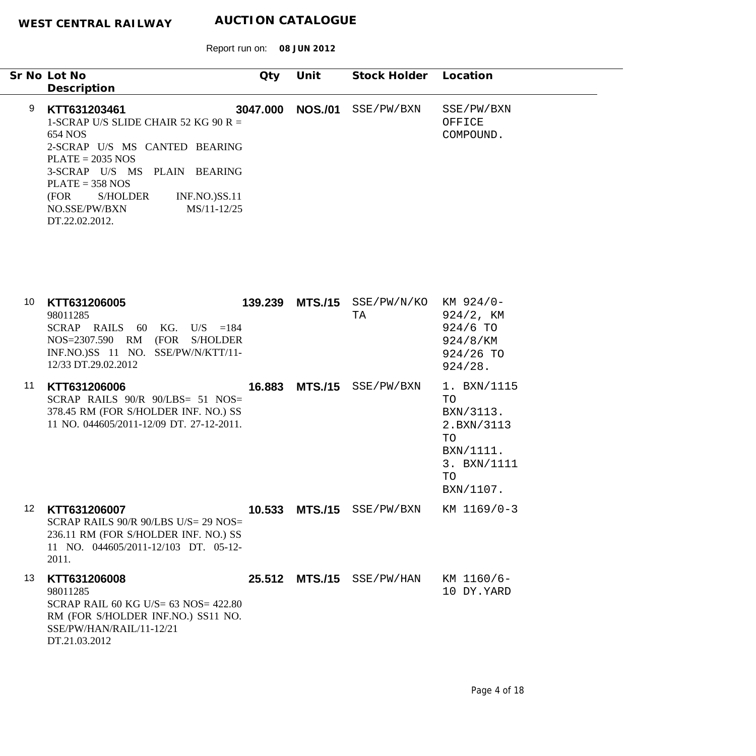**WEST CENTRAL RAILWAY** **AUCTION CATALOGUE**

Report run on: **08 JUN 2012**

| Sr No | Lot No / Description | Qty | Unit | Stock Holder | Location |
|---|---|---|---|---|---|
| 9 | **KTT631203461**<br>1-SCRAP U/S SLIDE CHAIR 52 KG 90 R = 654 NOS<br>2-SCRAP U/S MS CANTED BEARING PLATE = 2035 NOS<br>3-SCRAP U/S MS PLAIN BEARING PLATE = 358 NOS<br>(FOR S/HOLDER INF.NO.)SS.11 NO.SSE/PW/BXN MS/11-12/25 DT.22.02.2012. | **3047.000** | **NOS./01** | SSE/PW/BXN | SSE/PW/BXN OFFICE COMPOUND. |
| 10 | **KTT631206005**<br>98011285<br>SCRAP RAILS 60 KG. U/S =184 NOS=2307.590 RM (FOR S/HOLDER INF.NO.)SS 11 NO. SSE/PW/N/KTT/11-12/33 DT.29.02.2012 | **139.239** | **MTS./15** | SSE/PW/N/KOTA | KM 924/0-924/2, KM 924/6 TO 924/8/KM 924/26 TO 924/28. |
| 11 | **KTT631206006**<br>SCRAP RAILS 90/R 90/LBS= 51 NOS= 378.45 RM (FOR S/HOLDER INF. NO.) SS 11 NO. 044605/2011-12/09 DT. 27-12-2011. | **16.883** | **MTS./15** | SSE/PW/BXN | 1. BXN/1115 TO BXN/3113.<br>2.BXN/3113 TO BXN/1111.<br>3. BXN/1111 TO BXN/1107. |
| 12 | **KTT631206007**<br>SCRAP RAILS 90/R 90/LBS U/S= 29 NOS= 236.11 RM (FOR S/HOLDER INF. NO.) SS 11 NO. 044605/2011-12/103 DT. 05-12-2011. | **10.533** | **MTS./15** | SSE/PW/BXN | KM 1169/0-3 |
| 13 | **KTT631206008**<br>98011285<br>SCRAP RAIL 60 KG U/S= 63 NOS= 422.80 RM (FOR S/HOLDER INF.NO.) SS11 NO. SSE/PW/HAN/RAIL/11-12/21 DT.21.03.2012 | **25.512** | **MTS./15** | SSE/PW/HAN | KM 1160/6-10 DY.YARD |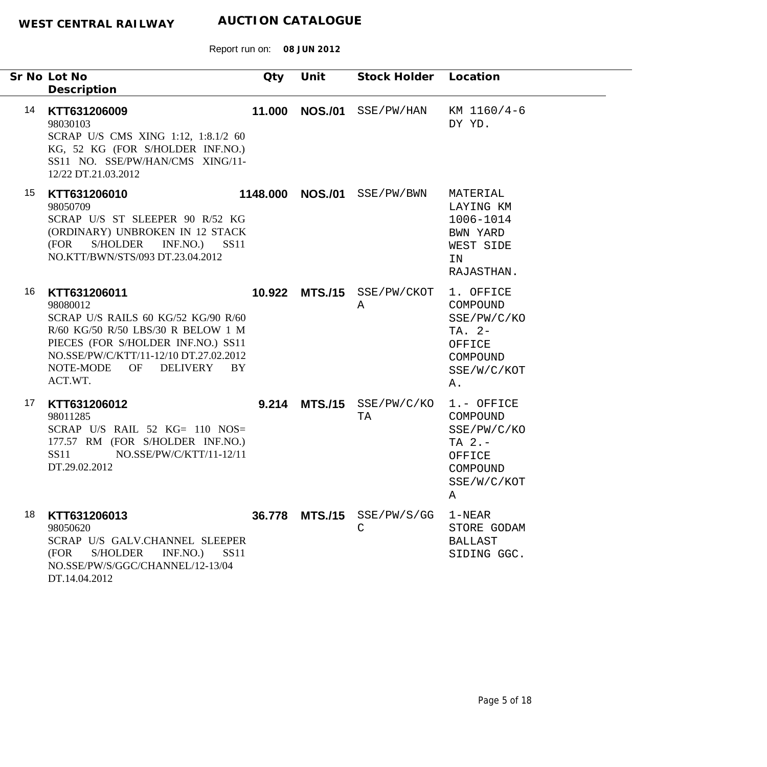**WEST CENTRAL RAILWAY** **AUCTION CATALOGUE**

Report run on: **08 JUN 2012**

| Sr No | Lot No / Description | Qty | Unit | Stock Holder | Location |
|---|---|---|---|---|---|
| 14 | **KTT631206009**<br>98030103<br>SCRAP U/S CMS XING 1:12, 1:8.1/2 60 KG, 52 KG (FOR S/HOLDER INF.NO.) SS11 NO. SSE/PW/HAN/CMS XING/11-12/22 DT.21.03.2012 | **11.000** | **NOS./01** | SSE/PW/HAN | KM 1160/4-6 DY YD. |
| 15 | **KTT631206010**<br>98050709<br>SCRAP U/S ST SLEEPER 90 R/52 KG (ORDINARY) UNBROKEN IN 12 STACK (FOR S/HOLDER INF.NO.) SS11 NO.KTT/BWN/STS/093 DT.23.04.2012 | **1148.000** | **NOS./01** | SSE/PW/BWN | MATERIAL LAYING KM 1006-1014 BWN YARD WEST SIDE IN RAJASTHAN. |
| 16 | **KTT631206011**<br>98080012<br>SCRAP U/S RAILS 60 KG/52 KG/90 R/60 R/60 KG/50 R/50 LBS/30 R BELOW 1 M PIECES (FOR S/HOLDER INF.NO.) SS11 NO.SSE/PW/C/KTT/11-12/10 DT.27.02.2012 NOTE-MODE OF DELIVERY BY ACT.WT. | **10.922** | **MTS./15** | SSE/PW/CKOTA | 1. OFFICE COMPOUND SSE/PW/C/KOTA. 2- OFFICE COMPOUND SSE/W/C/KOTA. |
| 17 | **KTT631206012**<br>98011285<br>SCRAP U/S RAIL 52 KG= 110 NOS= 177.57 RM (FOR S/HOLDER INF.NO.) SS11 NO.SSE/PW/C/KTT/11-12/11 DT.29.02.2012 | **9.214** | **MTS./15** | SSE/PW/C/KOTA | 1.- OFFICE COMPOUND SSE/PW/C/KOTA 2.- OFFICE COMPOUND SSE/W/C/KOTA |
| 18 | **KTT631206013**<br>98050620<br>SCRAP U/S GALV.CHANNEL SLEEPER (FOR S/HOLDER INF.NO.) SS11 NO.SSE/PW/S/GGC/CHANNEL/12-13/04 DT.14.04.2012 | **36.778** | **MTS./15** | SSE/PW/S/GGC | 1-NEAR STORE GODAM BALLAST SIDING GGC. |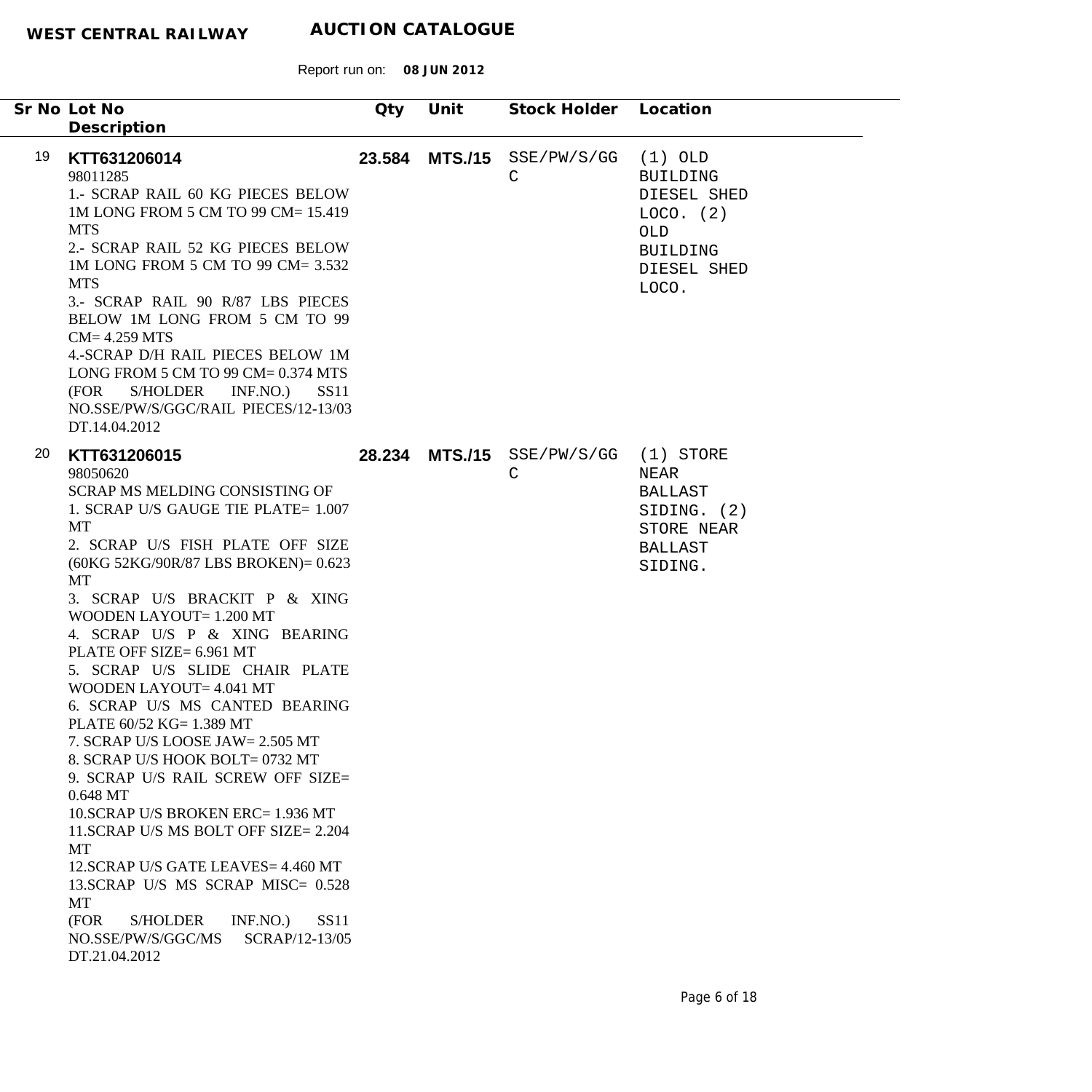**WEST CENTRAL RAILWAY** **AUCTION CATALOGUE**

Report run on: **08 JUN 2012**

| Sr No | Lot No<br>Description | Qty | Unit | Stock Holder | Location |
|---|---|---|---|---|---|
| 19 | **KTT631206014**<br>98011285<br>1.- SCRAP RAIL 60 KG PIECES BELOW 1M LONG FROM 5 CM TO 99 CM= 15.419 MTS<br>2.- SCRAP RAIL 52 KG PIECES BELOW 1M LONG FROM 5 CM TO 99 CM= 3.532 MTS<br>3.- SCRAP RAIL 90 R/87 LBS PIECES BELOW 1M LONG FROM 5 CM TO 99 CM= 4.259 MTS<br>4.-SCRAP D/H RAIL PIECES BELOW 1M LONG FROM 5 CM TO 99 CM= 0.374 MTS<br>(FOR S/HOLDER INF.NO.) SS11 NO.SSE/PW/S/GGC/RAIL PIECES/12-13/03 DT.14.04.2012 | **23.584** | **MTS./15** | SSE/PW/S/GGC | (1) OLD BUILDING DIESEL SHED LOCO. (2) OLD BUILDING DIESEL SHED LOCO. |
| 20 | **KTT631206015**<br>98050620<br>SCRAP MS MELDING CONSISTING OF<br>1. SCRAP U/S GAUGE TIE PLATE= 1.007 MT<br>2. SCRAP U/S FISH PLATE OFF SIZE (60KG 52KG/90R/87 LBS BROKEN)= 0.623 MT<br>3. SCRAP U/S BRACKIT P & XING WOODEN LAYOUT= 1.200 MT<br>4. SCRAP U/S P & XING BEARING PLATE OFF SIZE= 6.961 MT<br>5. SCRAP U/S SLIDE CHAIR PLATE WOODEN LAYOUT= 4.041 MT<br>6. SCRAP U/S MS CANTED BEARING PLATE 60/52 KG= 1.389 MT<br>7. SCRAP U/S LOOSE JAW= 2.505 MT<br>8. SCRAP U/S HOOK BOLT= 0732 MT<br>9. SCRAP U/S RAIL SCREW OFF SIZE= 0.648 MT<br>10.SCRAP U/S BROKEN ERC= 1.936 MT<br>11.SCRAP U/S MS BOLT OFF SIZE= 2.204 MT<br>12.SCRAP U/S GATE LEAVES= 4.460 MT<br>13.SCRAP U/S MS SCRAP MISC= 0.528 MT<br>(FOR S/HOLDER INF.NO.) SS11 NO.SSE/PW/S/GGC/MS SCRAP/12-13/05 DT.21.04.2012 | **28.234** | **MTS./15** | SSE/PW/S/GGC | (1) STORE NEAR BALLAST SIDING. (2) STORE NEAR BALLAST SIDING. |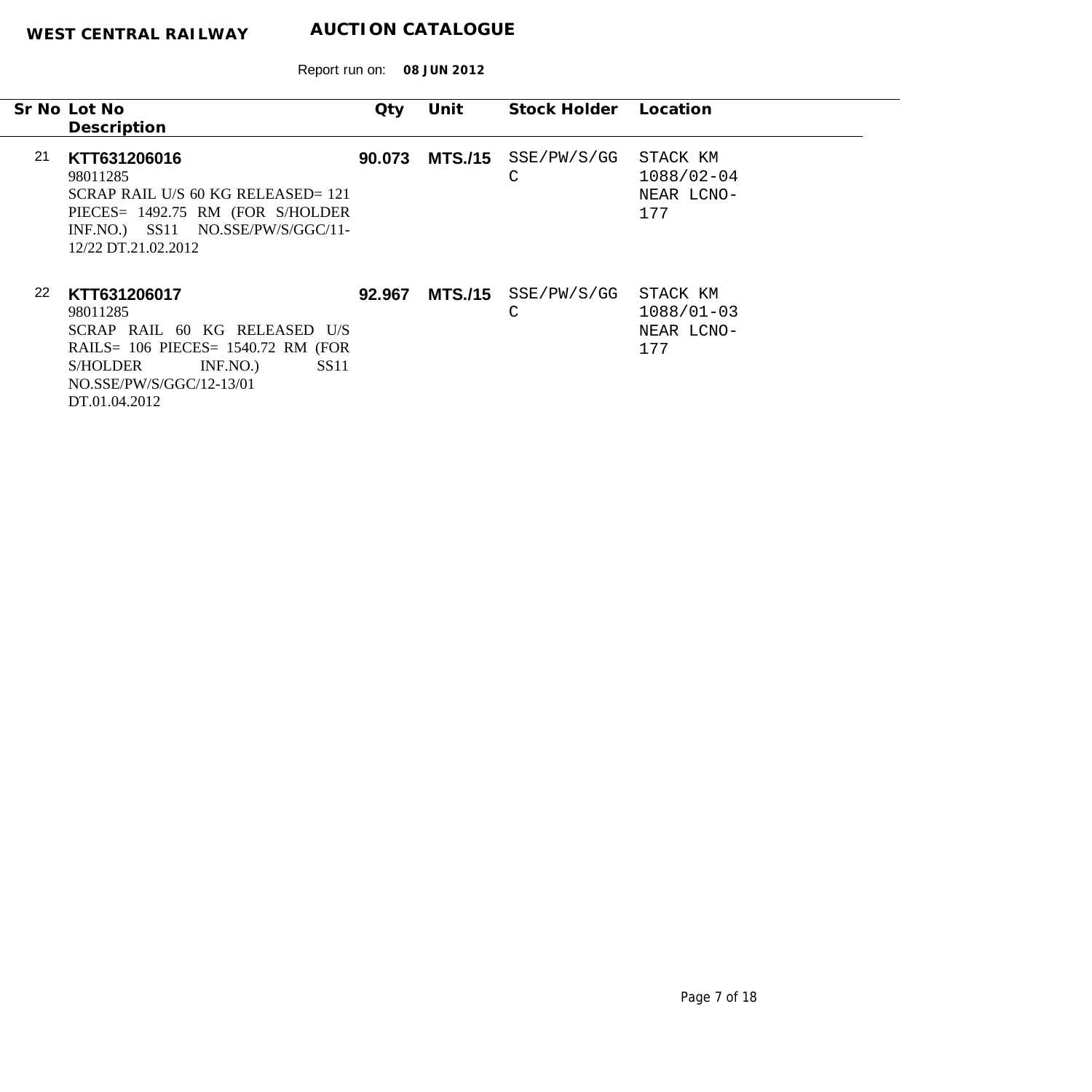**WEST CENTRAL RAILWAY** **AUCTION CATALOGUE**

Report run on: **08 JUN 2012**

| Sr No | Lot No / Description | Qty | Unit | Stock Holder | Location |
|---|---|---|---|---|---|
| 21 | **KTT631206016**<br>98011285<br>SCRAP RAIL U/S 60 KG RELEASED= 121 PIECES= 1492.75 RM (FOR S/HOLDER INF.NO.) SS11 NO.SSE/PW/S/GGC/11-12/22 DT.21.02.2012 | **90.073** | **MTS./15** | SSE/PW/S/GGC | STACK KM 1088/02-04 NEAR LCNO-177 |
| 22 | **KTT631206017**<br>98011285<br>SCRAP RAIL 60 KG RELEASED U/S RAILS= 106 PIECES= 1540.72 RM (FOR S/HOLDER INF.NO.) SS11 NO.SSE/PW/S/GGC/12-13/01 DT.01.04.2012 | **92.967** | **MTS./15** | SSE/PW/S/GGC | STACK KM 1088/01-03 NEAR LCNO-177 |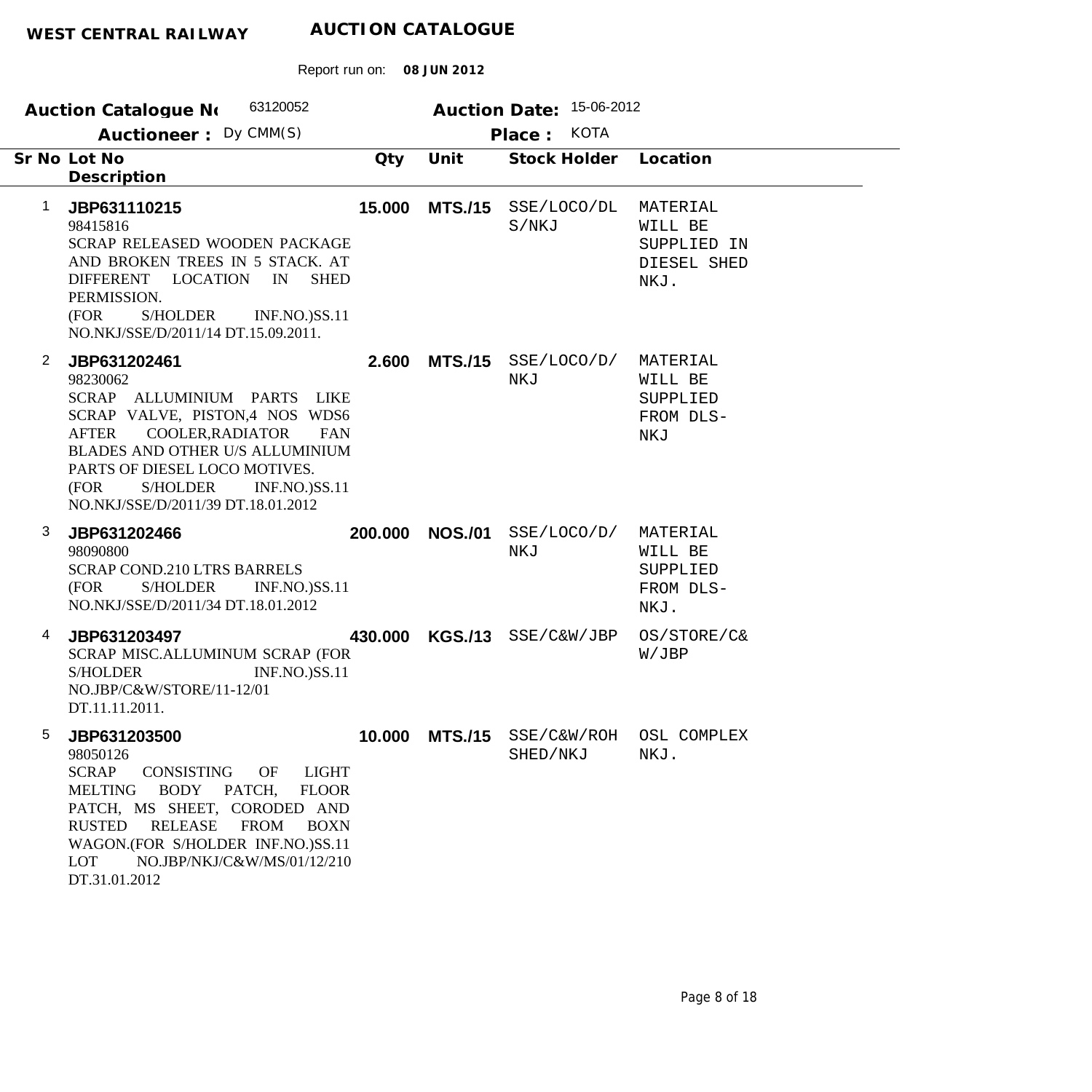**WEST CENTRAL RAILWAY** **AUCTION CATALOGUE**

Report run on: **08 JUN 2012**

**Auction Catalogue No** 63120052 **Auction Date:** 15-06-2012

**Auctioneer :** Dy CMM(S) **Place :** KOTA

| Sr No | Lot No / Description | Qty | Unit | Stock Holder | Location |
|---|---|---|---|---|---|
| 1 | **JBP631110215**<br>98415816<br>SCRAP RELEASED WOODEN PACKAGE AND BROKEN TREES IN 5 STACK. AT DIFFERENT LOCATION IN SHED PERMISSION.<br>(FOR S/HOLDER INF.NO.)SS.11 NO.NKJ/SSE/D/2011/14 DT.15.09.2011. | **15.000** | **MTS./15** | SSE/LOCO/DLS/NKJ | MATERIAL WILL BE SUPPLIED IN DIESEL SHED NKJ. |
| 2 | **JBP631202461**<br>98230062<br>SCRAP ALLUMINIUM PARTS LIKE SCRAP VALVE, PISTON,4 NOS WDS6 AFTER COOLER,RADIATOR FAN BLADES AND OTHER U/S ALLUMINIUM PARTS OF DIESEL LOCO MOTIVES.<br>(FOR S/HOLDER INF.NO.)SS.11 NO.NKJ/SSE/D/2011/39 DT.18.01.2012 | **2.600** | **MTS./15** | SSE/LOCO/D/NKJ | MATERIAL WILL BE SUPPLIED FROM DLS-NKJ |
| 3 | **JBP631202466**<br>98090800<br>SCRAP COND.210 LTRS BARRELS<br>(FOR S/HOLDER INF.NO.)SS.11 NO.NKJ/SSE/D/2011/34 DT.18.01.2012 | **200.000** | **NOS./01** | SSE/LOCO/D/NKJ | MATERIAL WILL BE SUPPLIED FROM DLS-NKJ. |
| 4 | **JBP631203497**<br>SCRAP MISC.ALLUMINUM SCRAP (FOR S/HOLDER INF.NO.)SS.11 NO.JBP/C&W/STORE/11-12/01 DT.11.11.2011. | **430.000** | **KGS./13** | SSE/C&W/JBP | OS/STORE/C&W/JBP |
| 5 | **JBP631203500**<br>98050126<br>SCRAP CONSISTING OF LIGHT MELTING BODY PATCH, FLOOR PATCH, MS SHEET, CORODED AND RUSTED RELEASE FROM BOXN WAGON.(FOR S/HOLDER INF.NO.)SS.11 LOT NO.JBP/NKJ/C&W/MS/01/12/210 DT.31.01.2012 | **10.000** | **MTS./15** | SSE/C&W/ROH SHED/NKJ | OSL COMPLEX NKJ. |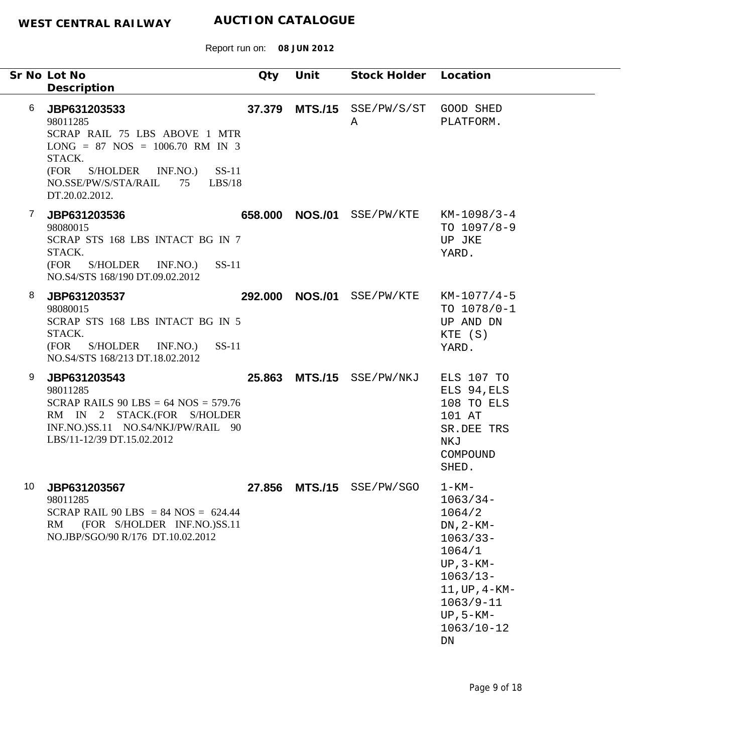**WEST CENTRAL RAILWAY** **AUCTION CATALOGUE**

Report run on: **08 JUN 2012**

| Sr No | Lot No / Description | Qty | Unit | Stock Holder | Location |
|---|---|---|---|---|---|
| 6 | **JBP631203533**<br>98011285<br>SCRAP RAIL 75 LBS ABOVE 1 MTR LONG = 87 NOS = 1006.70 RM IN 3 STACK.<br>(FOR S/HOLDER INF.NO.) SS-11 NO.SSE/PW/S/STA/RAIL 75 LBS/18 DT.20.02.2012. | **37.379** | **MTS./15** | SSE/PW/S/STA | GOOD SHED PLATFORM. |
| 7 | **JBP631203536**<br>98080015<br>SCRAP STS 168 LBS INTACT BG IN 7 STACK.<br>(FOR S/HOLDER INF.NO.) SS-11 NO.S4/STS 168/190 DT.09.02.2012 | **658.000** | **NOS./01** | SSE/PW/KTE | KM-1098/3-4 TO 1097/8-9 UP JKE YARD. |
| 8 | **JBP631203537**<br>98080015<br>SCRAP STS 168 LBS INTACT BG IN 5 STACK.<br>(FOR S/HOLDER INF.NO.) SS-11 NO.S4/STS 168/213 DT.18.02.2012 | **292.000** | **NOS./01** | SSE/PW/KTE | KM-1077/4-5 TO 1078/0-1 UP AND DN KTE (S) YARD. |
| 9 | **JBP631203543**<br>98011285<br>SCRAP RAILS 90 LBS = 64 NOS = 579.76 RM IN 2 STACK.(FOR S/HOLDER INF.NO.)SS.11 NO.S4/NKJ/PW/RAIL 90 LBS/11-12/39 DT.15.02.2012 | **25.863** | **MTS./15** | SSE/PW/NKJ | ELS 107 TO ELS 94,ELS 108 TO ELS 101 AT SR.DEE TRS NKJ COMPOUND SHED. |
| 10 | **JBP631203567**<br>98011285<br>SCRAP RAIL 90 LBS = 84 NOS = 624.44 RM (FOR S/HOLDER INF.NO.)SS.11 NO.JBP/SGO/90 R/176 DT.10.02.2012 | **27.856** | **MTS./15** | SSE/PW/SGO | 1-KM-1063/34-1064/2 DN,2-KM-1063/33-1064/1 UP,3-KM-1063/13-11,UP,4-KM-1063/9-11 UP,5-KM-1063/10-12 DN |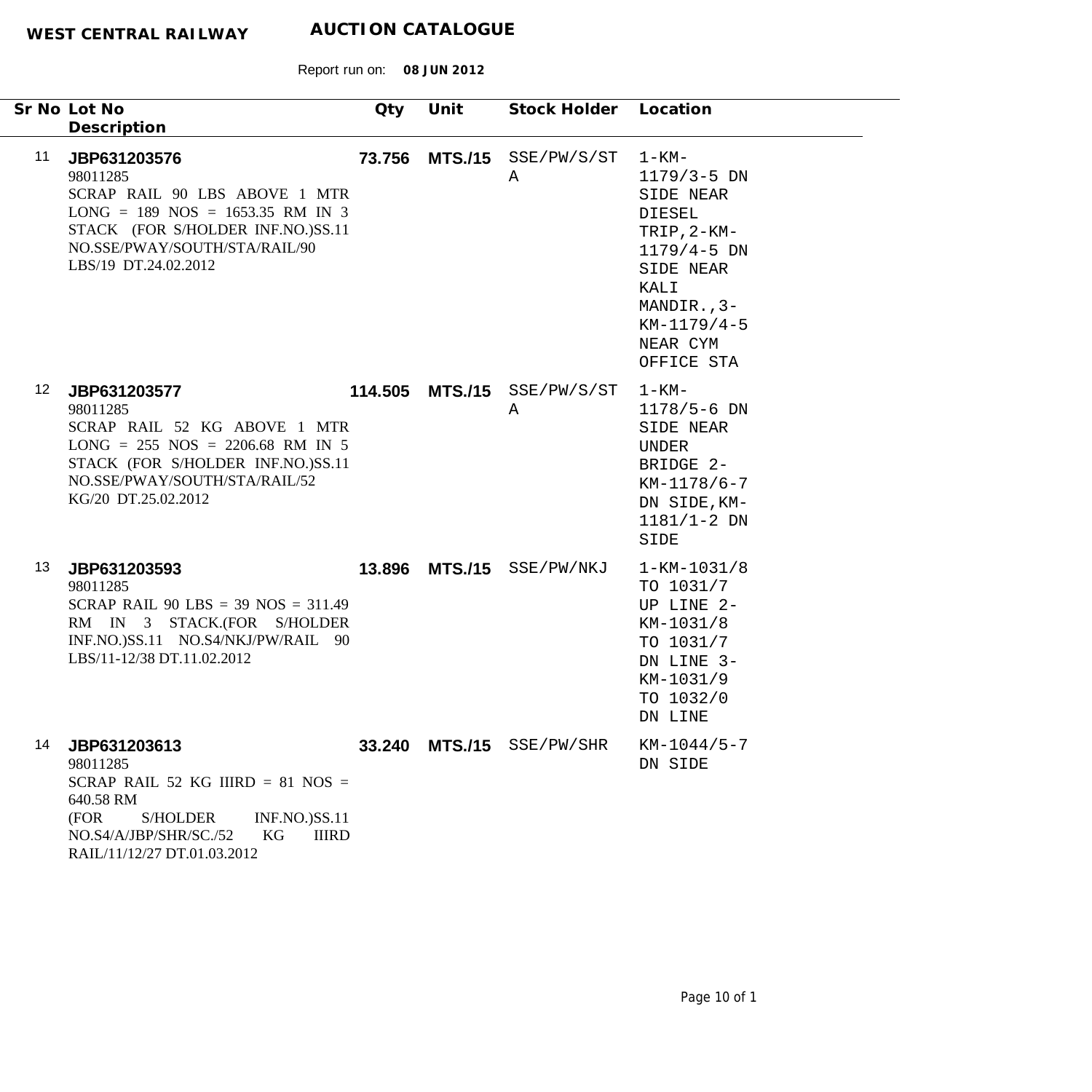**WEST CENTRAL RAILWAY** **AUCTION CATALOGUE**

Report run on: **08 JUN 2012**

| Sr No | Lot No / Description | Qty | Unit | Stock Holder | Location |
|---|---|---|---|---|---|
| 11 | **JBP631203576**<br>98011285<br>SCRAP RAIL 90 LBS ABOVE 1 MTR LONG = 189 NOS = 1653.35 RM IN 3 STACK (FOR S/HOLDER INF.NO.)SS.11 NO.SSE/PWAY/SOUTH/STA/RAIL/90 LBS/19 DT.24.02.2012 | **73.756** | **MTS./15** | SSE/PW/S/STA | 1-KM-1179/3-5 DN SIDE NEAR DIESEL TRIP,2-KM-1179/4-5 DN SIDE NEAR KALI MANDIR.,3-KM-1179/4-5 NEAR CYM OFFICE STA |
| 12 | **JBP631203577**<br>98011285<br>SCRAP RAIL 52 KG ABOVE 1 MTR LONG = 255 NOS = 2206.68 RM IN 5 STACK (FOR S/HOLDER INF.NO.)SS.11 NO.SSE/PWAY/SOUTH/STA/RAIL/52 KG/20 DT.25.02.2012 | **114.505** | **MTS./15** | SSE/PW/S/STA | 1-KM-1178/5-6 DN SIDE NEAR UNDER BRIDGE 2-KM-1178/6-7 DN SIDE,KM-1181/1-2 DN SIDE |
| 13 | **JBP631203593**<br>98011285<br>SCRAP RAIL 90 LBS = 39 NOS = 311.49 RM IN 3 STACK.(FOR S/HOLDER INF.NO.)SS.11 NO.S4/NKJ/PW/RAIL 90 LBS/11-12/38 DT.11.02.2012 | **13.896** | **MTS./15** | SSE/PW/NKJ | 1-KM-1031/8 TO 1031/7 UP LINE 2-KM-1031/8 TO 1031/7 DN LINE 3-KM-1031/9 TO 1032/0 DN LINE |
| 14 | **JBP631203613**<br>98011285<br>SCRAP RAIL 52 KG IIIRD = 81 NOS = 640.58 RM<br>(FOR S/HOLDER INF.NO.)SS.11 NO.S4/A/JBP/SHR/SC./52 KG IIIRD RAIL/11/12/27 DT.01.03.2012 | **33.240** | **MTS./15** | SSE/PW/SHR | KM-1044/5-7 DN SIDE |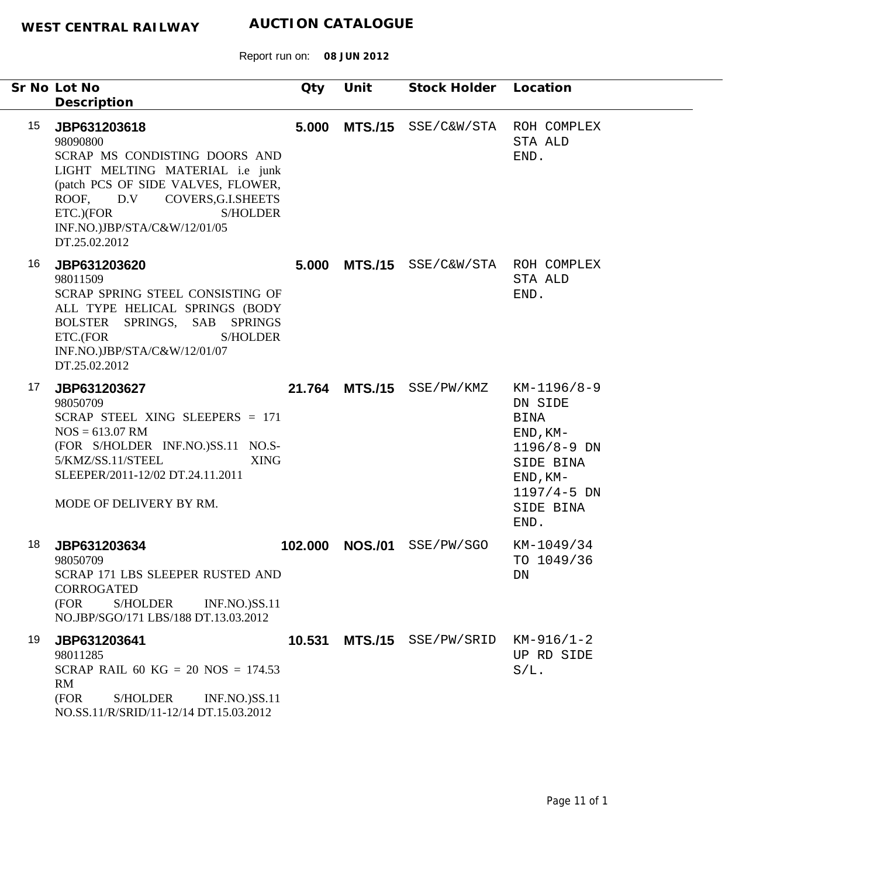**WEST CENTRAL RAILWAY** **AUCTION CATALOGUE**

Report run on: **08 JUN 2012**

| Sr No | Lot No<br>Description | Qty | Unit | Stock Holder | Location |
|---|---|---|---|---|---|
| 15 | **JBP631203618**<br>98090800<br>SCRAP MS CONDISTING DOORS AND LIGHT MELTING MATERIAL i.e junk (patch PCS OF SIDE VALVES, FLOWER, ROOF, D.V COVERS,G.I.SHEETS ETC.)(FOR S/HOLDER INF.NO.)JBP/STA/C&W/12/01/05 DT.25.02.2012 | **5.000** | **MTS./15** | SSE/C&W/STA | ROH COMPLEX STA ALD END. |
| 16 | **JBP631203620**<br>98011509<br>SCRAP SPRING STEEL CONSISTING OF ALL TYPE HELICAL SPRINGS (BODY BOLSTER SPRINGS, SAB SPRINGS ETC.(FOR S/HOLDER INF.NO.)JBP/STA/C&W/12/01/07 DT.25.02.2012 | **5.000** | **MTS./15** | SSE/C&W/STA | ROH COMPLEX STA ALD END. |
| 17 | **JBP631203627**<br>98050709<br>SCRAP STEEL XING SLEEPERS = 171 NOS = 613.07 RM<br>(FOR S/HOLDER INF.NO.)SS.11 NO.S-5/KMZ/SS.11/STEEL XING SLEEPER/2011-12/02 DT.24.11.2011<br><br>MODE OF DELIVERY BY RM. | **21.764** | **MTS./15** | SSE/PW/KMZ | KM-1196/8-9 DN SIDE BINA END,KM-1196/8-9 DN SIDE BINA END,KM-1197/4-5 DN SIDE BINA END. |
| 18 | **JBP631203634**<br>98050709<br>SCRAP 171 LBS SLEEPER RUSTED AND CORROGATED<br>(FOR S/HOLDER INF.NO.)SS.11 NO.JBP/SGO/171 LBS/188 DT.13.03.2012 | **102.000** | **NOS./01** | SSE/PW/SGO | KM-1049/34 TO 1049/36 DN |
| 19 | **JBP631203641**<br>98011285<br>SCRAP RAIL 60 KG = 20 NOS = 174.53 RM<br>(FOR S/HOLDER INF.NO.)SS.11 NO.SS.11/R/SRID/11-12/14 DT.15.03.2012 | **10.531** | **MTS./15** | SSE/PW/SRID | KM-916/1-2 UP RD SIDE S/L. |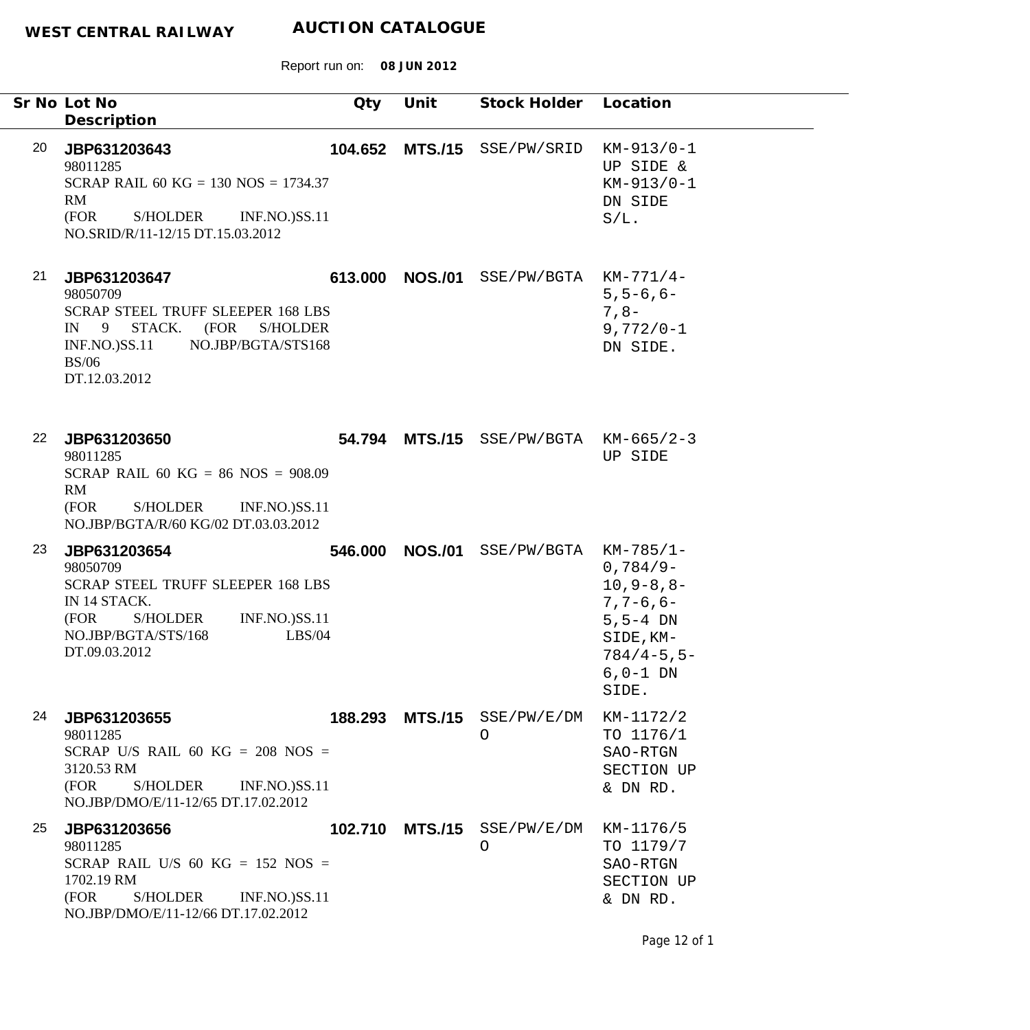**WEST CENTRAL RAILWAY** **AUCTION CATALOGUE**

Report run on: **08 JUN 2012**

| Sr No | Lot No / Description | Qty | Unit | Stock Holder | Location |
|---|---|---|---|---|---|
| 20 | **JBP631203643**<br>98011285<br>SCRAP RAIL 60 KG = 130 NOS = 1734.37 RM<br>(FOR S/HOLDER INF.NO.)SS.11 NO.SRID/R/11-12/15 DT.15.03.2012 | **104.652** | **MTS./15** | SSE/PW/SRID | KM-913/0-1 UP SIDE & KM-913/0-1 DN SIDE S/L. |
| 21 | **JBP631203647**<br>98050709<br>SCRAP STEEL TRUFF SLEEPER 168 LBS IN 9 STACK. (FOR S/HOLDER INF.NO.)SS.11 NO.JBP/BGTA/STS168 BS/06<br>DT.12.03.2012 | **613.000** | **NOS./01** | SSE/PW/BGTA | KM-771/4-5,5-6,6-7,8-9,772/0-1 DN SIDE. |
| 22 | **JBP631203650**<br>98011285<br>SCRAP RAIL 60 KG = 86 NOS = 908.09 RM<br>(FOR S/HOLDER INF.NO.)SS.11 NO.JBP/BGTA/R/60 KG/02 DT.03.03.2012 | **54.794** | **MTS./15** | SSE/PW/BGTA | KM-665/2-3 UP SIDE |
| 23 | **JBP631203654**<br>98050709<br>SCRAP STEEL TRUFF SLEEPER 168 LBS IN 14 STACK.<br>(FOR S/HOLDER INF.NO.)SS.11 NO.JBP/BGTA/STS/168 LBS/04<br>DT.09.03.2012 | **546.000** | **NOS./01** | SSE/PW/BGTA | KM-785/1-0,784/9-10,9-8,8-7,7-6,6-5,5-4 DN SIDE,KM-784/4-5,5-6,0-1 DN SIDE. |
| 24 | **JBP631203655**<br>98011285<br>SCRAP U/S RAIL 60 KG = 208 NOS = 3120.53 RM<br>(FOR S/HOLDER INF.NO.)SS.11 NO.JBP/DMO/E/11-12/65 DT.17.02.2012 | **188.293** | **MTS./15** | SSE/PW/E/DMO | KM-1172/2 TO 1176/1 SAO-RTGN SECTION UP & DN RD. |
| 25 | **JBP631203656**<br>98011285<br>SCRAP RAIL U/S 60 KG = 152 NOS = 1702.19 RM<br>(FOR S/HOLDER INF.NO.)SS.11 NO.JBP/DMO/E/11-12/66 DT.17.02.2012 | **102.710** | **MTS./15** | SSE/PW/E/DMO | KM-1176/5 TO 1179/7 SAO-RTGN SECTION UP & DN RD. |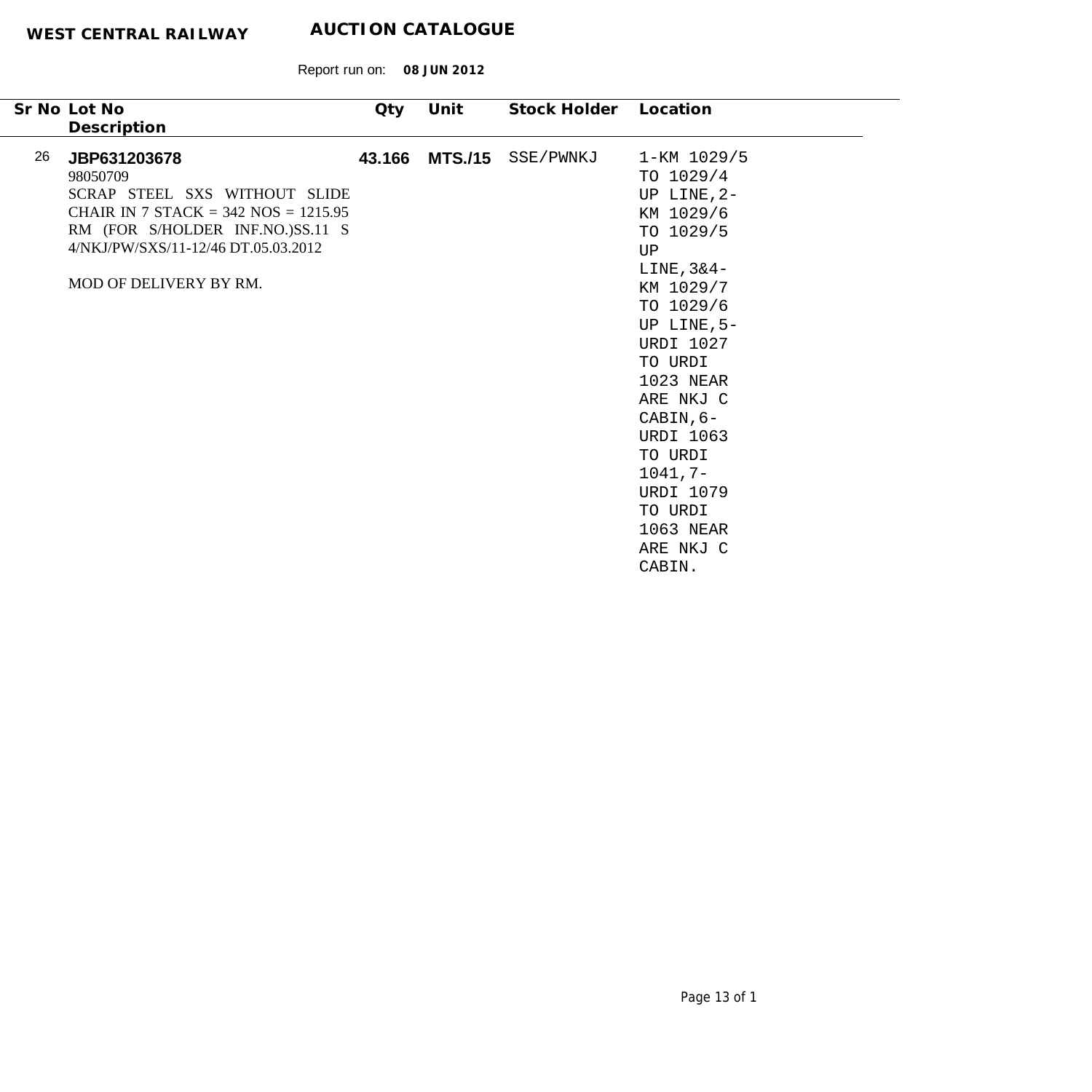**WEST CENTRAL RAILWAY** **AUCTION CATALOGUE**

Report run on: **08 JUN 2012**

| Sr No | Lot No<br>Description | Qty | Unit | Stock Holder | Location |
|---|---|---|---|---|---|
| 26 | **JBP631203678**<br>98050709<br>SCRAP STEEL SXS WITHOUT SLIDE CHAIR IN 7 STACK = 342 NOS = 1215.95 RM (FOR S/HOLDER INF.NO.)SS.11 S 4/NKJ/PW/SXS/11-12/46 DT.05.03.2012<br><br>MOD OF DELIVERY BY RM. | **43.166** | **MTS./15** | SSE/PWNKJ | 1-KM 1029/5 TO 1029/4 UP LINE,2-KM 1029/6 TO 1029/5 UP LINE,3&4-KM 1029/7 TO 1029/6 UP LINE,5-URDI 1027 TO URDI 1023 NEAR ARE NKJ C CABIN,6-URDI 1063 TO URDI 1041,7-URDI 1079 TO URDI 1063 NEAR ARE NKJ C CABIN. |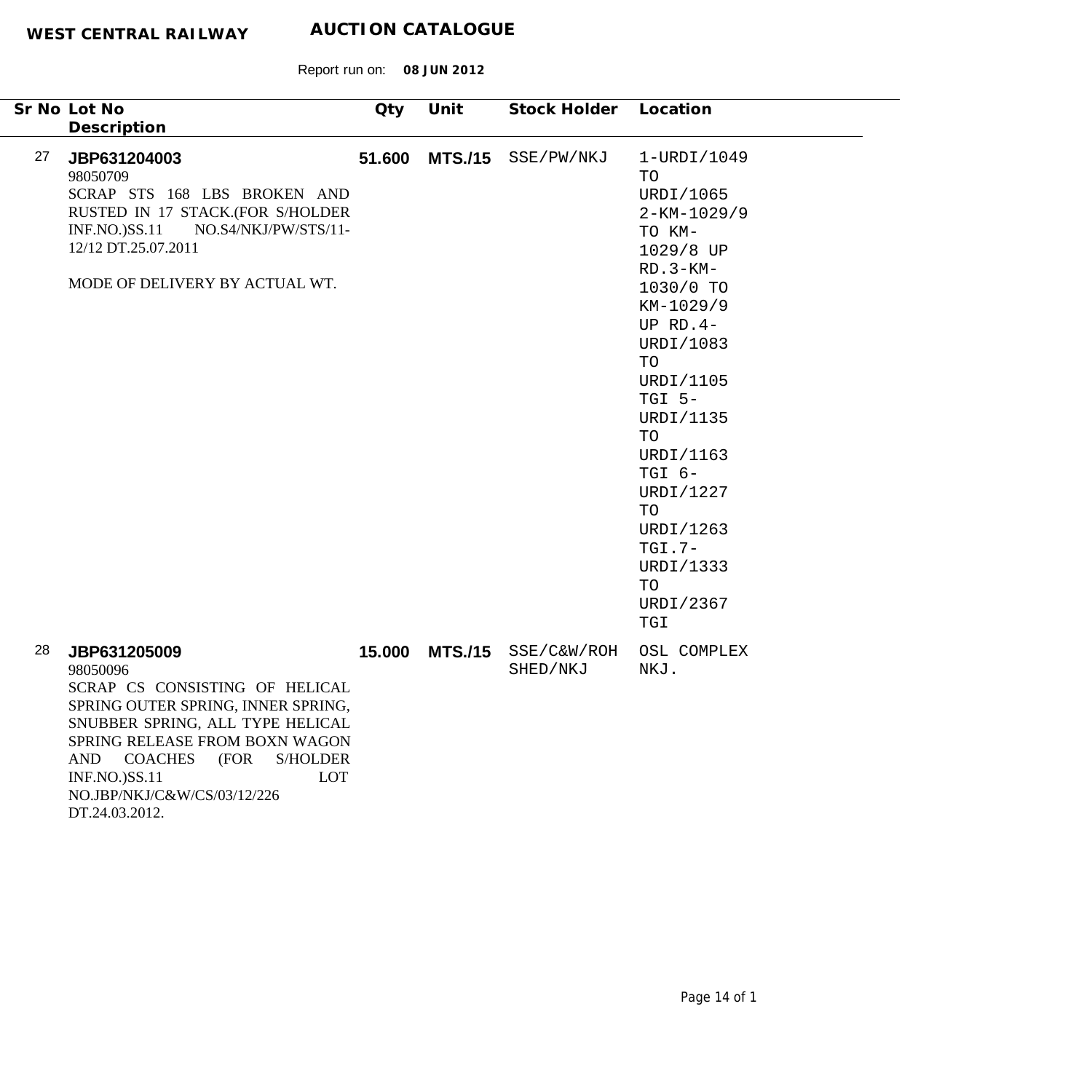**WEST CENTRAL RAILWAY** **AUCTION CATALOGUE**

Report run on: **08 JUN 2012**

| Sr No | Lot No / Description | Qty | Unit | Stock Holder | Location |
|---|---|---|---|---|---|
| 27 | **JBP631204003**<br>98050709<br>SCRAP STS 168 LBS BROKEN AND RUSTED IN 17 STACK.(FOR S/HOLDER INF.NO.)SS.11 NO.S4/NKJ/PW/STS/11-12/12 DT.25.07.2011<br><br>MODE OF DELIVERY BY ACTUAL WT. | **51.600** | **MTS./15** | SSE/PW/NKJ | 1-URDI/1049 TO URDI/1065 2-KM-1029/9 TO KM-1029/8 UP RD.3-KM-1030/0 TO KM-1029/9 UP RD.4-URDI/1083 TO URDI/1105 TGI 5-URDI/1135 TO URDI/1163 TGI 6-URDI/1227 TO URDI/1263 TGI.7-URDI/1333 TO URDI/2367 TGI |
| 28 | **JBP631205009**<br>98050096<br>SCRAP CS CONSISTING OF HELICAL SPRING OUTER SPRING, INNER SPRING, SNUBBER SPRING, ALL TYPE HELICAL SPRING RELEASE FROM BOXN WAGON AND COACHES (FOR S/HOLDER INF.NO.)SS.11 LOT NO.JBP/NKJ/C&W/CS/03/12/226 DT.24.03.2012. | **15.000** | **MTS./15** | SSE/C&W/ROH SHED/NKJ | OSL COMPLEX NKJ. |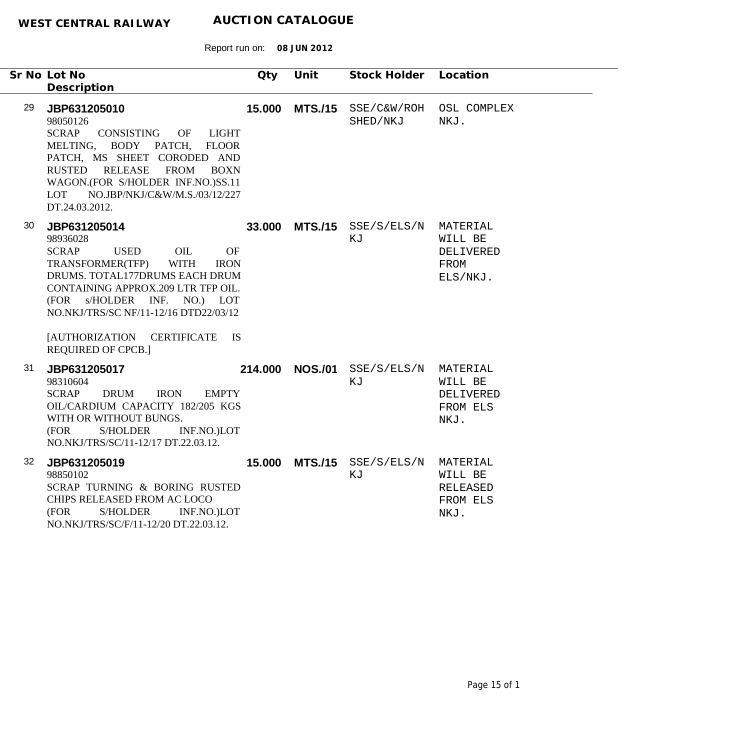**WEST CENTRAL RAILWAY** **AUCTION CATALOGUE**

Report run on: **08 JUN 2012**

| Sr No | Lot No / Description | Qty | Unit | Stock Holder | Location |
|---|---|---|---|---|---|
| 29 | **JBP631205010**<br>98050126<br>SCRAP CONSISTING OF LIGHT MELTING, BODY PATCH, FLOOR PATCH, MS SHEET CORODED AND RUSTED RELEASE FROM BOXN WAGON.(FOR S/HOLDER INF.NO.)SS.11 LOT NO.JBP/NKJ/C&W/M.S./03/12/227 DT.24.03.2012. | **15.000** | **MTS./15** | SSE/C&W/ROH SHED/NKJ | OSL COMPLEX NKJ. |
| 30 | **JBP631205014**<br>98936028<br>SCRAP USED OIL OF TRANSFORMER(TFP) WITH IRON DRUMS. TOTAL177DRUMS EACH DRUM CONTAINING APPROX.209 LTR TFP OIL. (FOR s/HOLDER INF. NO.) LOT NO.NKJ/TRS/SC NF/11-12/16 DTD22/03/12<br><br>[AUTHORIZATION CERTIFICATE IS REQUIRED OF CPCB.] | **33.000** | **MTS./15** | SSE/S/ELS/NKJ | MATERIAL WILL BE DELIVERED FROM ELS/NKJ. |
| 31 | **JBP631205017**<br>98310604<br>SCRAP DRUM IRON EMPTY OIL/CARDIUM CAPACITY 182/205 KGS WITH OR WITHOUT BUNGS.<br>(FOR S/HOLDER INF.NO.)LOT NO.NKJ/TRS/SC/11-12/17 DT.22.03.12. | **214.000** | **NOS./01** | SSE/S/ELS/NKJ | MATERIAL WILL BE DELIVERED FROM ELS NKJ. |
| 32 | **JBP631205019**<br>98850102<br>SCRAP TURNING & BORING RUSTED CHIPS RELEASED FROM AC LOCO<br>(FOR S/HOLDER INF.NO.)LOT NO.NKJ/TRS/SC/F/11-12/20 DT.22.03.12. | **15.000** | **MTS./15** | SSE/S/ELS/NKJ | MATERIAL WILL BE RELEASED FROM ELS NKJ. |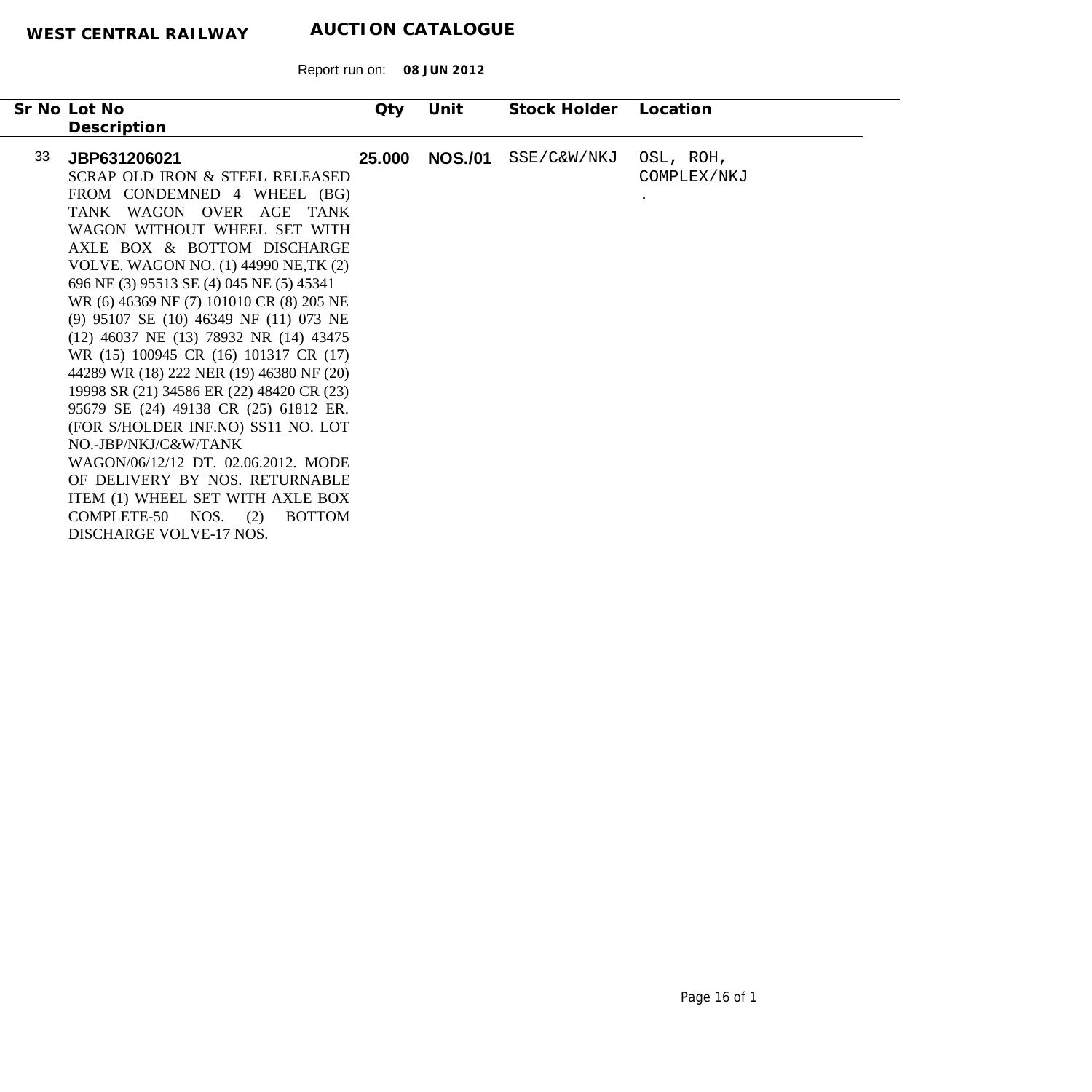**WEST CENTRAL RAILWAY** **AUCTION CATALOGUE**

Report run on: **08 JUN 2012**

| Sr No | Lot No<br>Description | Qty | Unit | Stock Holder | Location |
|---|---|---|---|---|---|
| 33 | **JBP631206021**<br>SCRAP OLD IRON & STEEL RELEASED FROM CONDEMNED 4 WHEEL (BG) TANK WAGON OVER AGE TANK WAGON WITHOUT WHEEL SET WITH AXLE BOX & BOTTOM DISCHARGE VOLVE. WAGON NO. (1) 44990 NE,TK (2) 696 NE (3) 95513 SE (4) 045 NE (5) 45341 WR (6) 46369 NF (7) 101010 CR (8) 205 NE (9) 95107 SE (10) 46349 NF (11) 073 NE (12) 46037 NE (13) 78932 NR (14) 43475 WR (15) 100945 CR (16) 101317 CR (17) 44289 WR (18) 222 NER (19) 46380 NF (20) 19998 SR (21) 34586 ER (22) 48420 CR (23) 95679 SE (24) 49138 CR (25) 61812 ER. (FOR S/HOLDER INF.NO) SS11 NO. LOT NO.-JBP/NKJ/C&W/TANK WAGON/06/12/12 DT. 02.06.2012. MODE OF DELIVERY BY NOS. RETURNABLE ITEM (1) WHEEL SET WITH AXLE BOX COMPLETE-50 NOS. (2) BOTTOM DISCHARGE VOLVE-17 NOS. | **25.000** | **NOS./01** | SSE/C&W/NKJ | OSL, ROH, COMPLEX/NKJ . |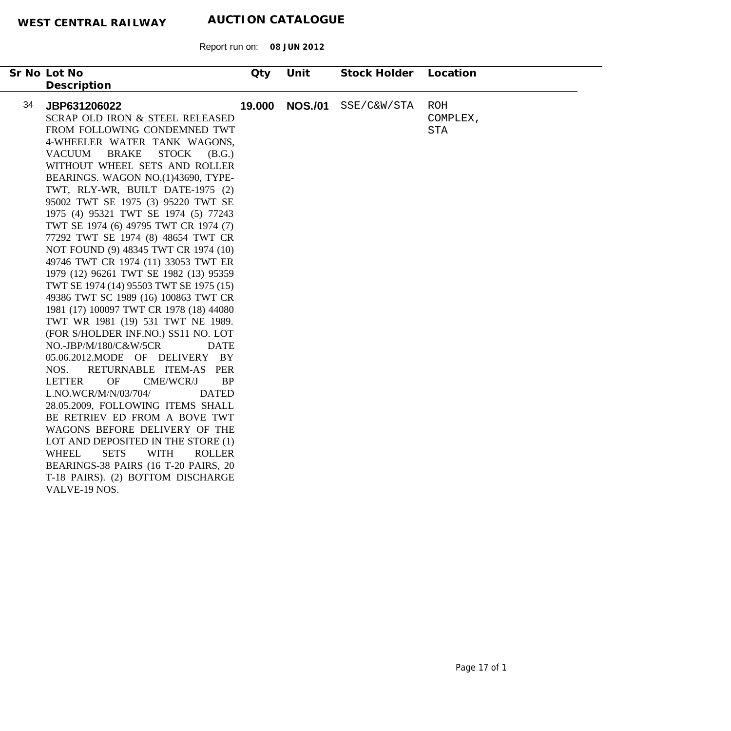**WEST CENTRAL RAILWAY** **AUCTION CATALOGUE**

Report run on: **08 JUN 2012**

| Sr No | Lot No / Description | Qty | Unit | Stock Holder | Location |
|---|---|---|---|---|---|
| 34 | **JBP631206022**<br>SCRAP OLD IRON & STEEL RELEASED FROM FOLLOWING CONDEMNED TWT 4-WHEELER WATER TANK WAGONS, VACUUM BRAKE STOCK (B.G.) WITHOUT WHEEL SETS AND ROLLER BEARINGS. WAGON NO.(1)43690, TYPE-TWT, RLY-WR, BUILT DATE-1975 (2) 95002 TWT SE 1975 (3) 95220 TWT SE 1975 (4) 95321 TWT SE 1974 (5) 77243 TWT SE 1974 (6) 49795 TWT CR 1974 (7) 77292 TWT SE 1974 (8) 48654 TWT CR NOT FOUND (9) 48345 TWT CR 1974 (10) 49746 TWT CR 1974 (11) 33053 TWT ER 1979 (12) 96261 TWT SE 1982 (13) 95359 TWT SE 1974 (14) 95503 TWT SE 1975 (15) 49386 TWT SC 1989 (16) 100863 TWT CR 1981 (17) 100097 TWT CR 1978 (18) 44080 TWT WR 1981 (19) 531 TWT NE 1989. (FOR S/HOLDER INF.NO.) SS11 NO. LOT NO.-JBP/M/180/C&W/5CR DATE 05.06.2012.MODE OF DELIVERY BY NOS. RETURNABLE ITEM-AS PER LETTER OF CME/WCR/J BP L.NO.WCR/M/N/03/704/ DATED 28.05.2009, FOLLOWING ITEMS SHALL BE RETRIEV ED FROM A BOVE TWT WAGONS BEFORE DELIVERY OF THE LOT AND DEPOSITED IN THE STORE (1) WHEEL SETS WITH ROLLER BEARINGS-38 PAIRS (16 T-20 PAIRS, 20 T-18 PAIRS). (2) BOTTOM DISCHARGE VALVE-19 NOS. | **19.000** | **NOS./01** | SSE/C&W/STA | ROH COMPLEX, STA |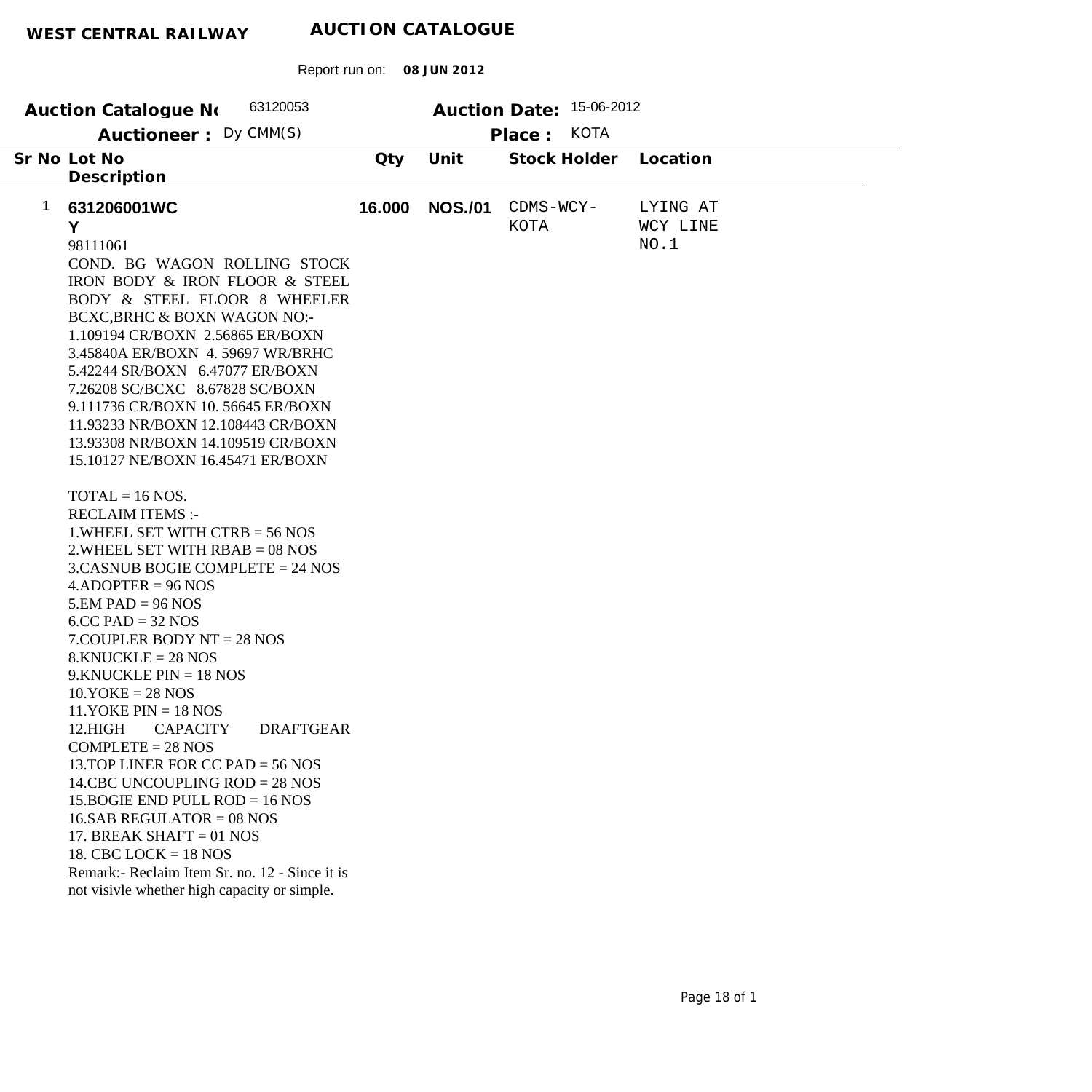**WEST CENTRAL RAILWAY** **AUCTION CATALOGUE**

Report run on: **08 JUN 2012**

**Auction Catalogue No** 63120053 **Auction Date:** 15-06-2012

**Auctioneer :** Dy CMM(S) **Place :** KOTA

| Sr No | Lot No / Description | Qty | Unit | Stock Holder | Location |
|---|---|---|---|---|---|
| 1 | **631206001WCY**<br>98111061<br>COND. BG WAGON ROLLING STOCK IRON BODY & IRON FLOOR & STEEL BODY & STEEL FLOOR 8 WHEELER BCXC,BRHC & BOXN WAGON NO:-<br>1.109194 CR/BOXN 2.56865 ER/BOXN<br>3.45840A ER/BOXN 4. 59697 WR/BRHC<br>5.42244 SR/BOXN 6.47077 ER/BOXN<br>7.26208 SC/BCXC 8.67828 SC/BOXN<br>9.111736 CR/BOXN 10. 56645 ER/BOXN<br>11.93233 NR/BOXN 12.108443 CR/BOXN<br>13.93308 NR/BOXN 14.109519 CR/BOXN<br>15.10127 NE/BOXN 16.45471 ER/BOXN<br><br>TOTAL = 16 NOS.<br>RECLAIM ITEMS :-<br>1.WHEEL SET WITH CTRB = 56 NOS<br>2.WHEEL SET WITH RBAB = 08 NOS<br>3.CASNUB BOGIE COMPLETE = 24 NOS<br>4.ADOPTER = 96 NOS<br>5.EM PAD = 96 NOS<br>6.CC PAD = 32 NOS<br>7.COUPLER BODY NT = 28 NOS<br>8.KNUCKLE = 28 NOS<br>9.KNUCKLE PIN = 18 NOS<br>10.YOKE = 28 NOS<br>11.YOKE PIN = 18 NOS<br>12.HIGH CAPACITY DRAFTGEAR COMPLETE = 28 NOS<br>13.TOP LINER FOR CC PAD = 56 NOS<br>14.CBC UNCOUPLING ROD = 28 NOS<br>15.BOGIE END PULL ROD = 16 NOS<br>16.SAB REGULATOR = 08 NOS<br>17. BREAK SHAFT = 01 NOS<br>18. CBC LOCK = 18 NOS<br>Remark:- Reclaim Item Sr. no. 12 - Since it is not visivle whether high capacity or simple. | 16.000 | NOS./01 | CDMS-WCY-KOTA | LYING AT WCY LINE NO.1 |